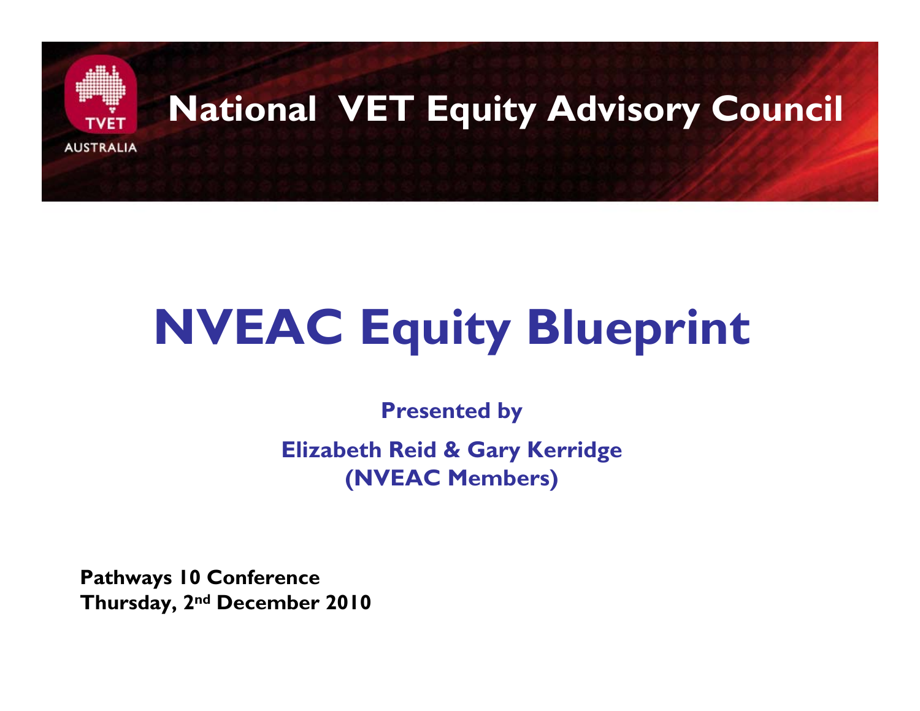TVET AUSTRALIA

# National VET Equity Advisory Council

# NVEAC Equity Blueprint

**Presented by**

**Elizabeth Reid & Gary Kerridge**
**(NVEAC Members)**

**Pathways 10 Conference**
**Thursday, 2nd December 2010**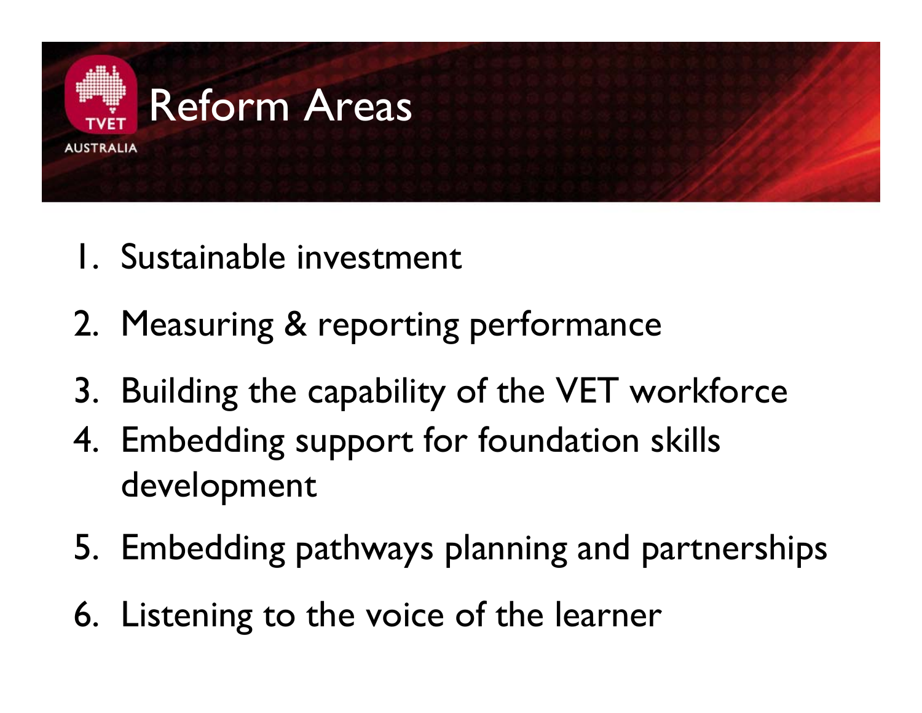# Reform Areas

1. Sustainable investment
2. Measuring & reporting performance
3. Building the capability of the VET workforce
4. Embedding support for foundation skills development
5. Embedding pathways planning and partnerships
6. Listening to the voice of the learner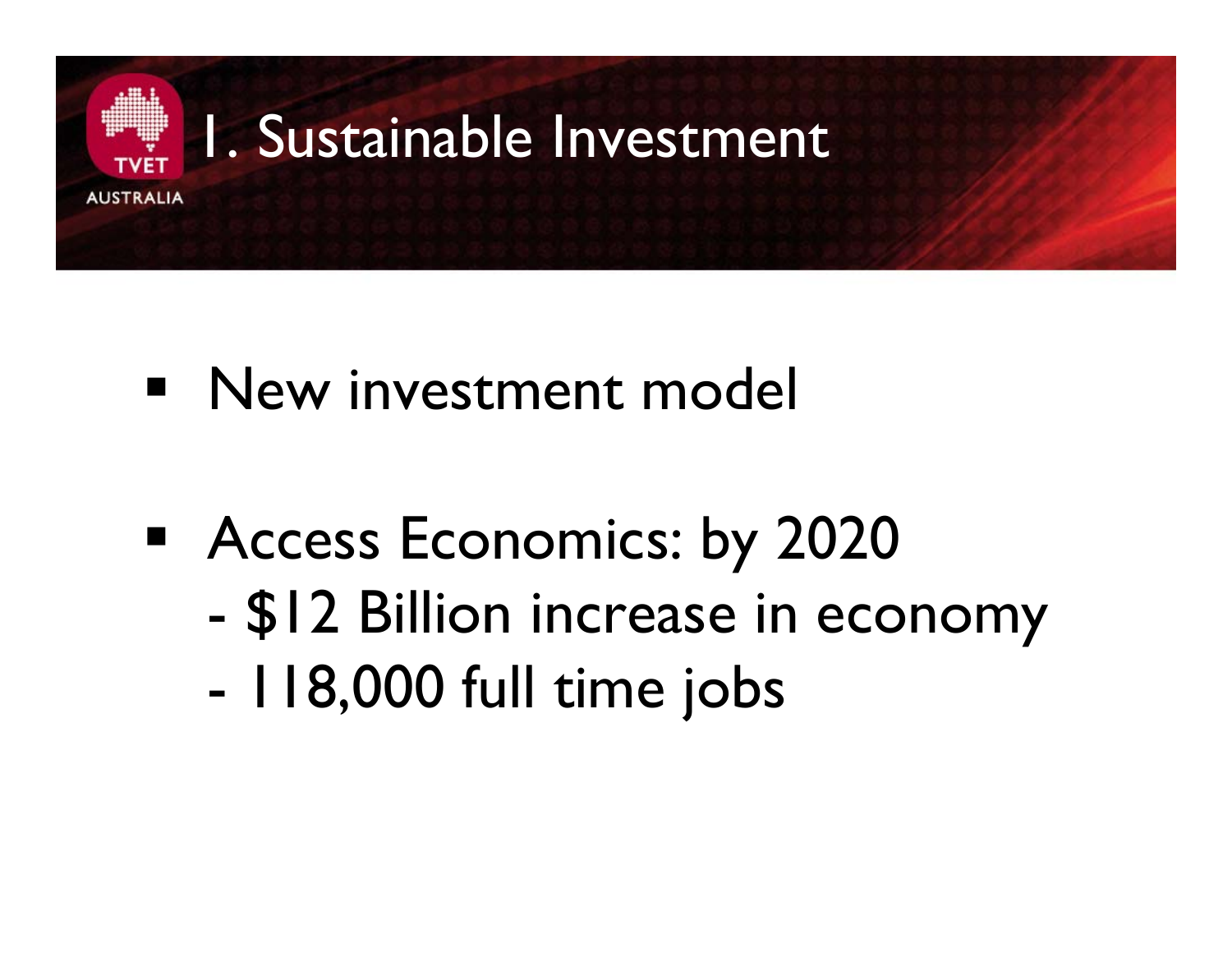# 1. Sustainable Investment

- New investment model

- Access Economics: by 2020
  - $12 Billion increase in economy
  - 118,000 full time jobs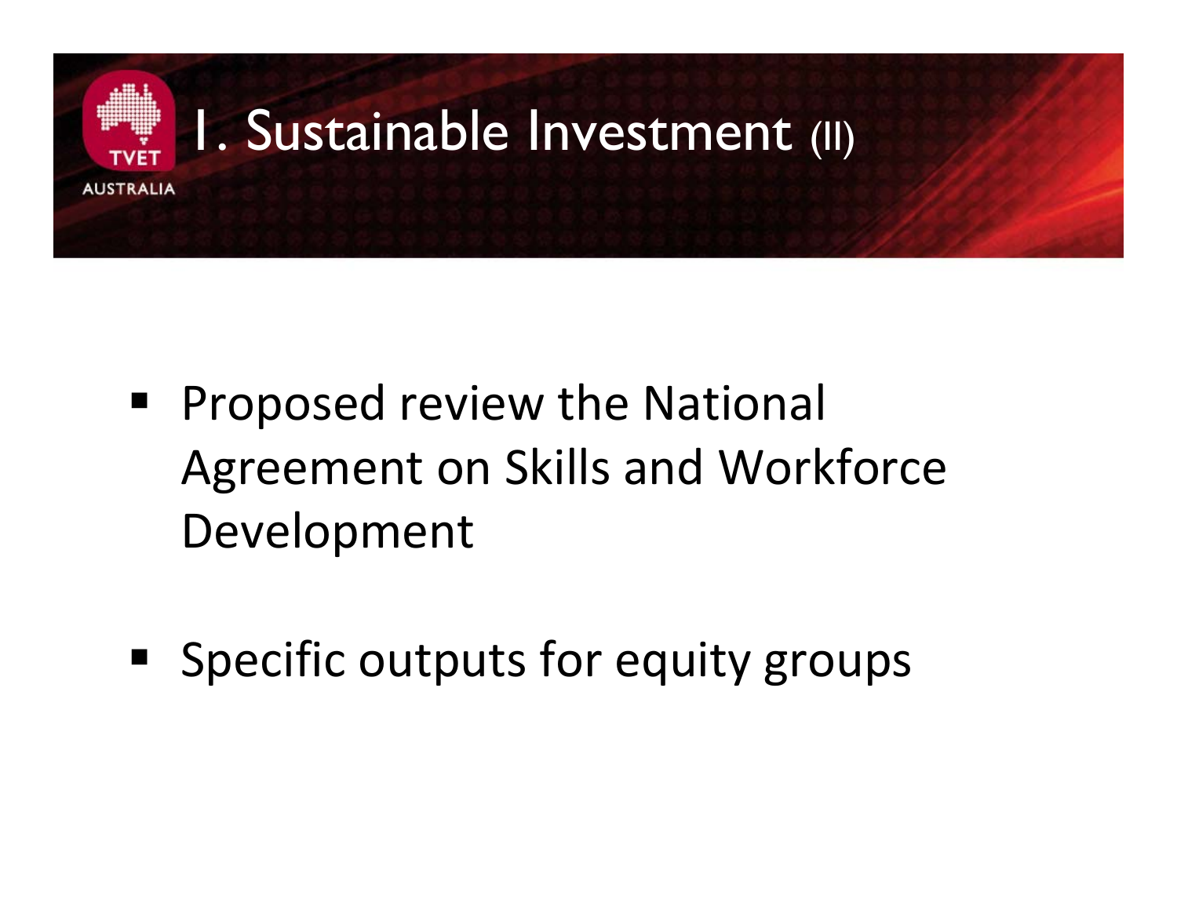# 1. Sustainable Investment (II)

- Proposed review the National Agreement on Skills and Workforce Development

- Specific outputs for equity groups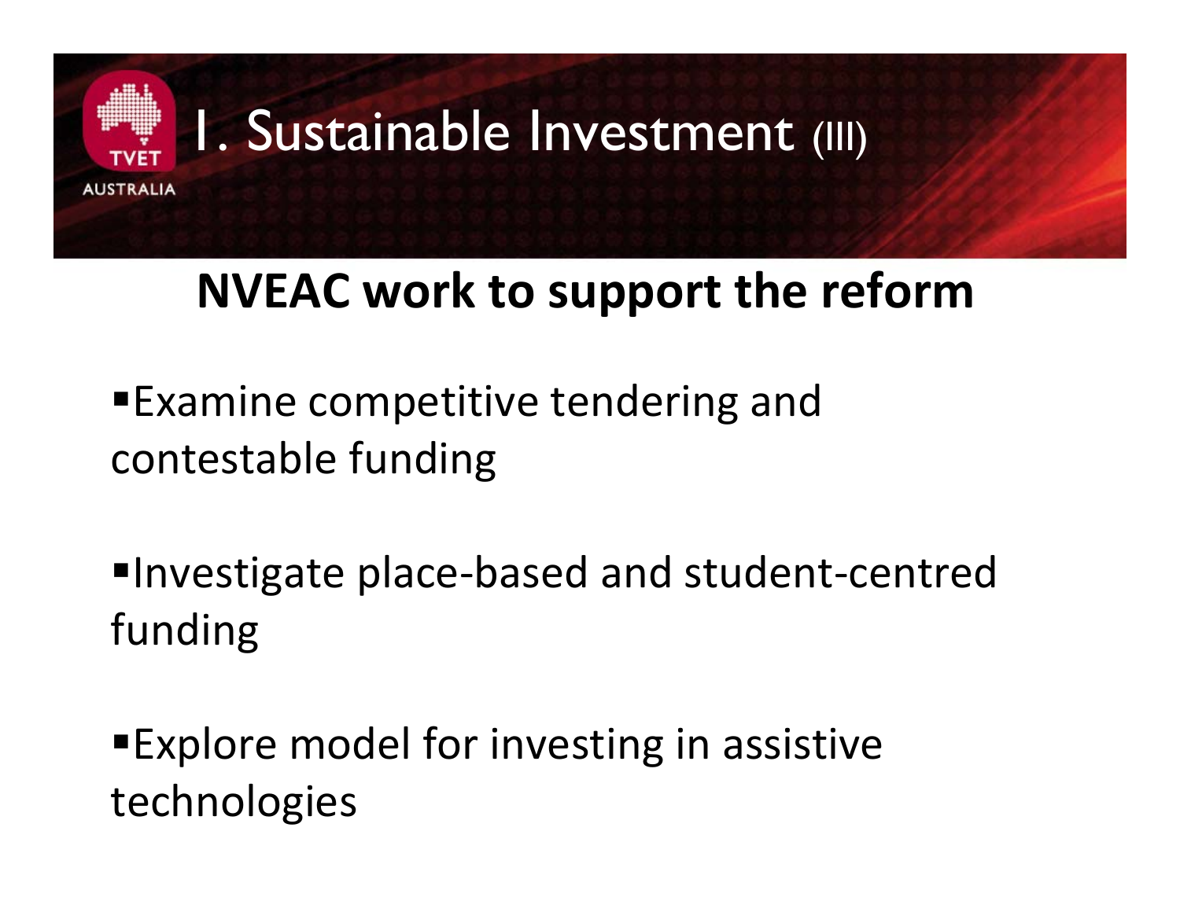# I. Sustainable Investment (III)

## NVEAC work to support the reform

- Examine competitive tendering and contestable funding
- Investigate place-based and student-centred funding
- Explore model for investing in assistive technologies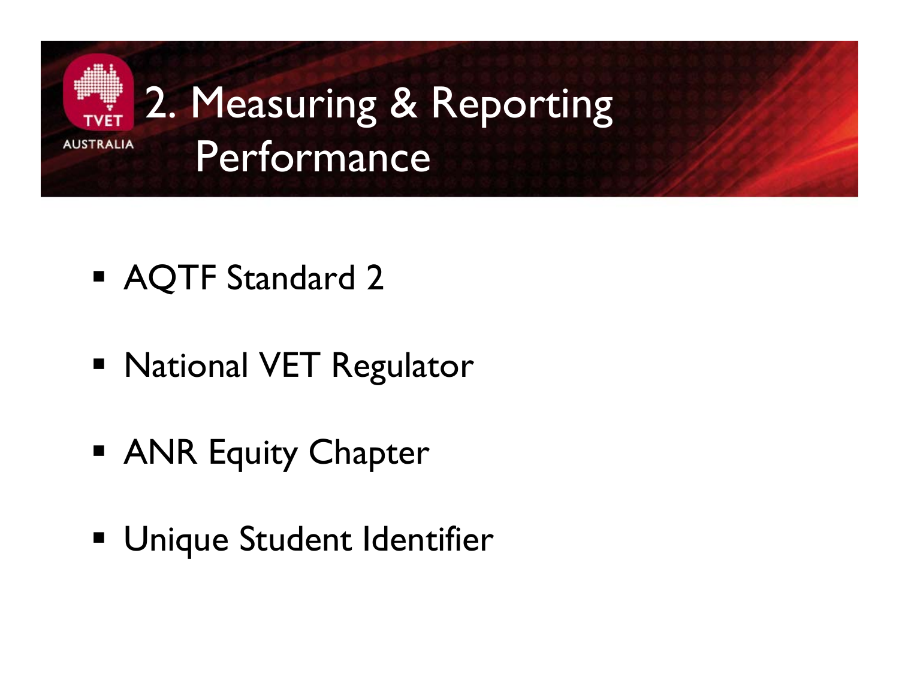# 2. Measuring & Reporting Performance

- AQTF Standard 2
- National VET Regulator
- ANR Equity Chapter
- Unique Student Identifier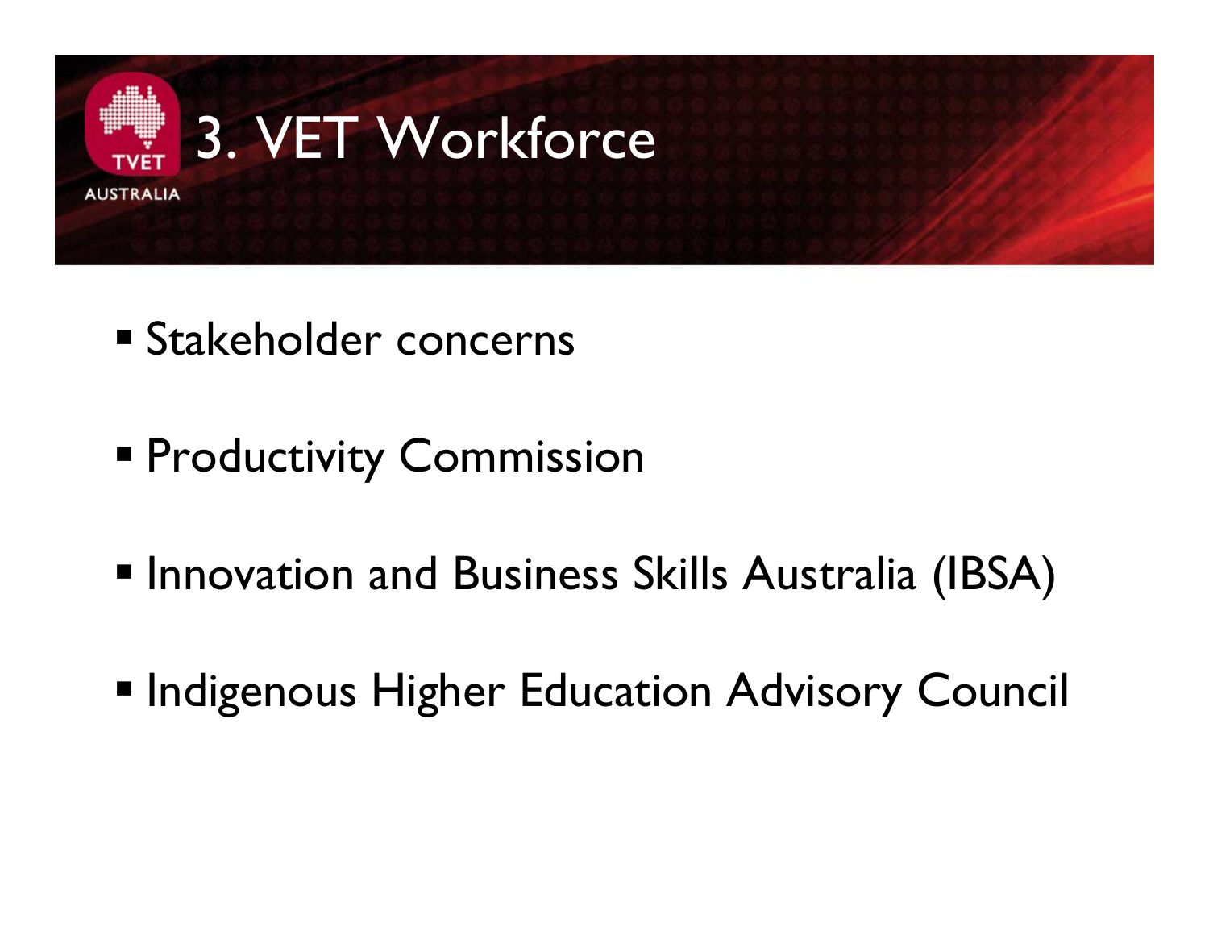# 3. VET Workforce

- Stakeholder concerns
- Productivity Commission
- Innovation and Business Skills Australia (IBSA)
- Indigenous Higher Education Advisory Council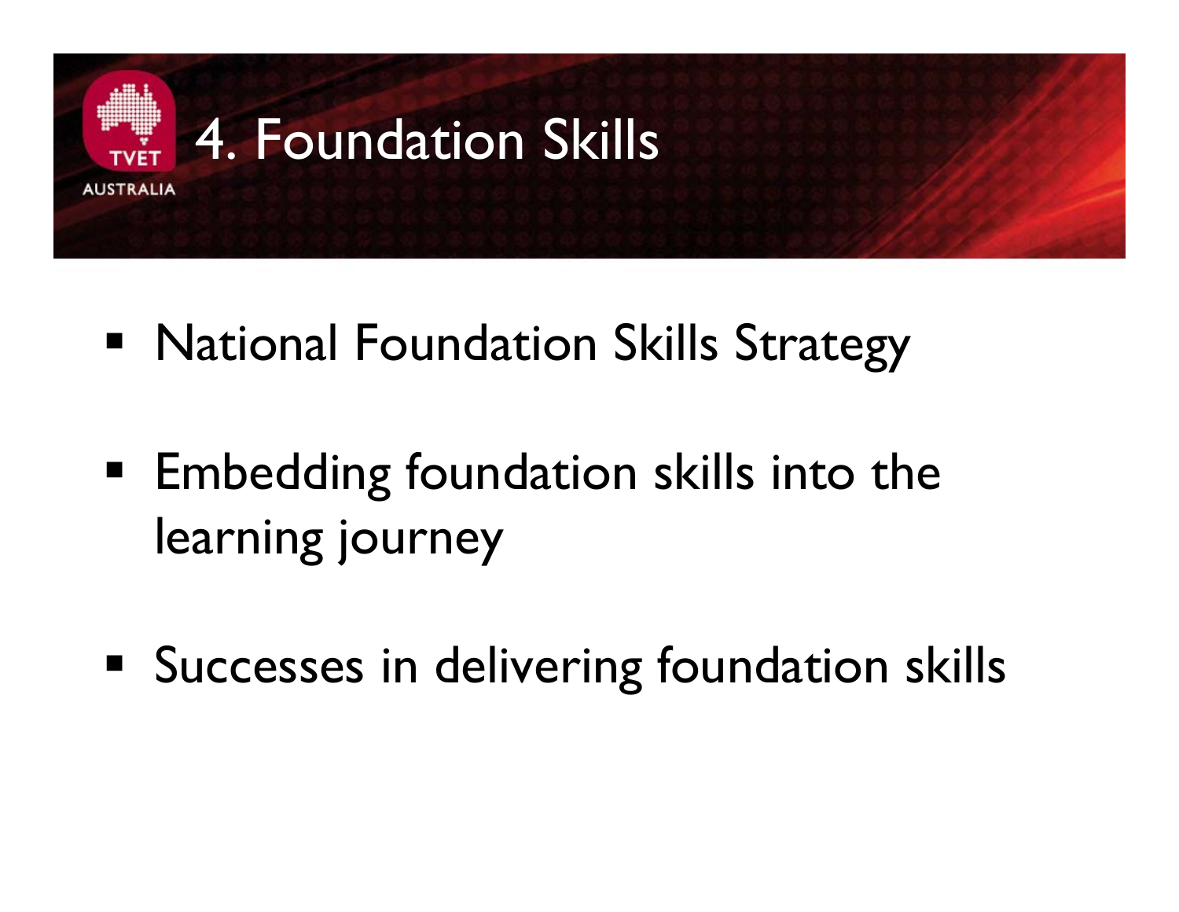# 4. Foundation Skills

- National Foundation Skills Strategy
- Embedding foundation skills into the learning journey
- Successes in delivering foundation skills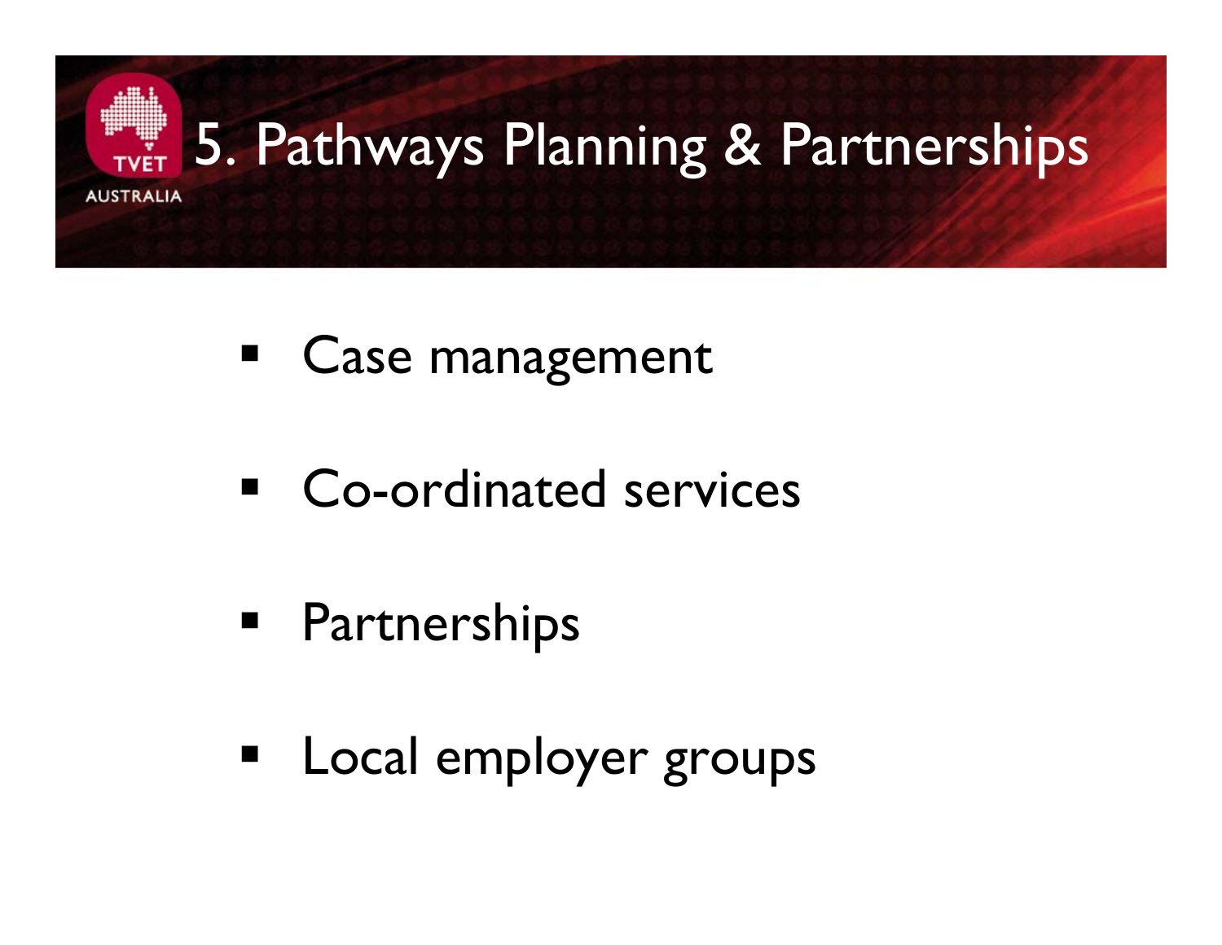# 5. Pathways Planning & Partnerships

- Case management
- Co-ordinated services
- Partnerships
- Local employer groups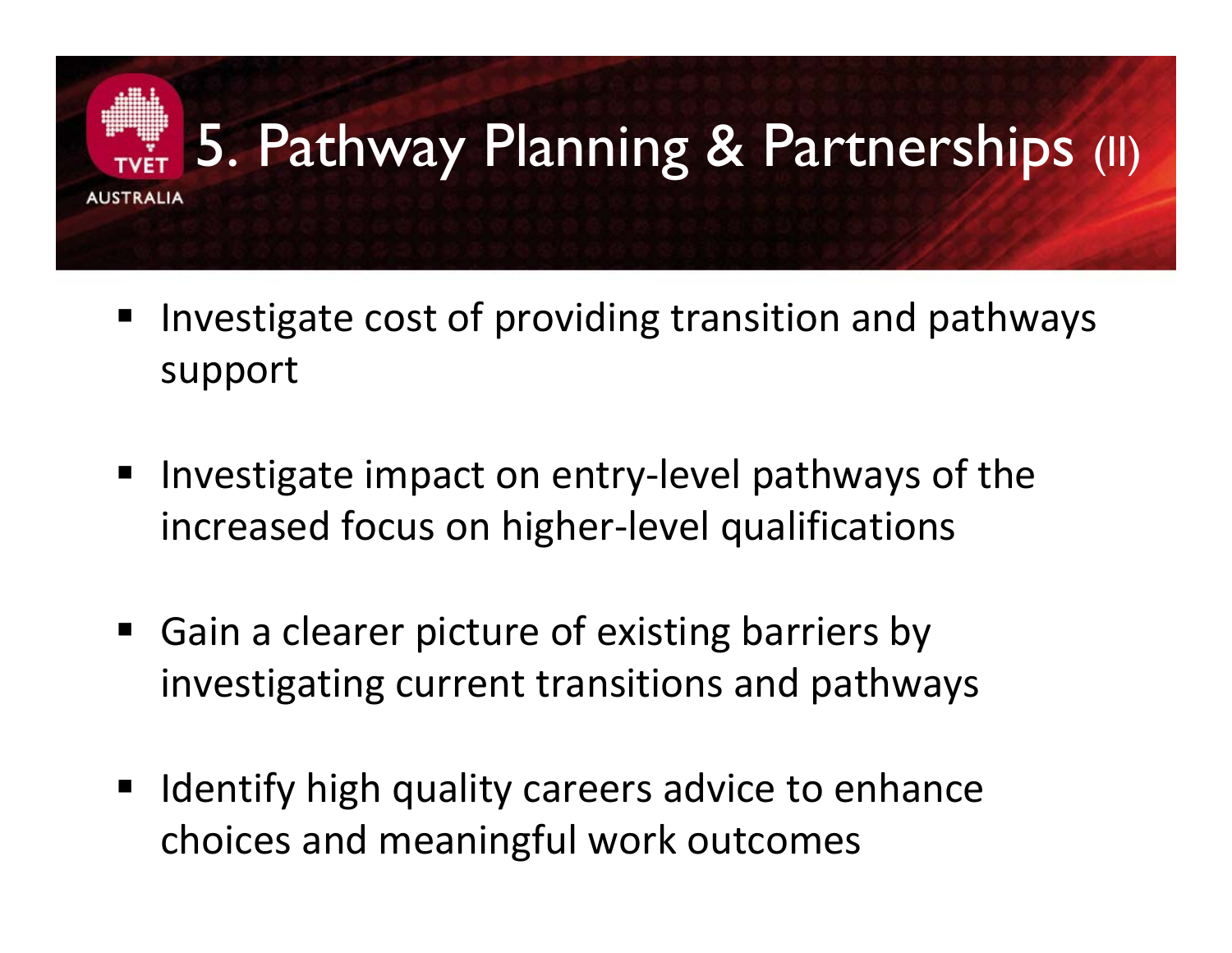# 5. Pathway Planning & Partnerships (II)

- Investigate cost of providing transition and pathways support
- Investigate impact on entry-level pathways of the increased focus on higher-level qualifications
- Gain a clearer picture of existing barriers by investigating current transitions and pathways
- Identify high quality careers advice to enhance choices and meaningful work outcomes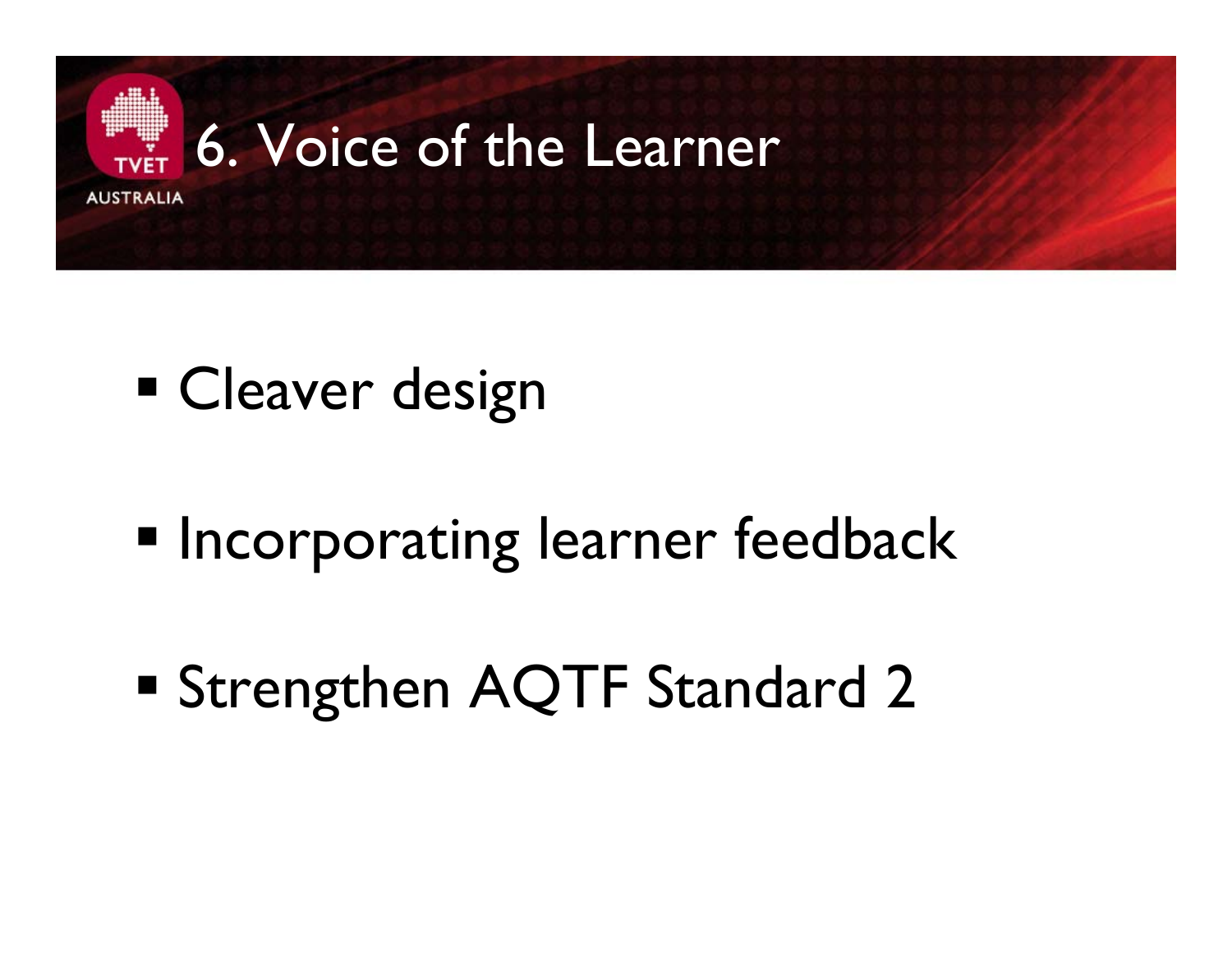# 6. Voice of the Learner

- Cleaver design
- Incorporating learner feedback
- Strengthen AQTF Standard 2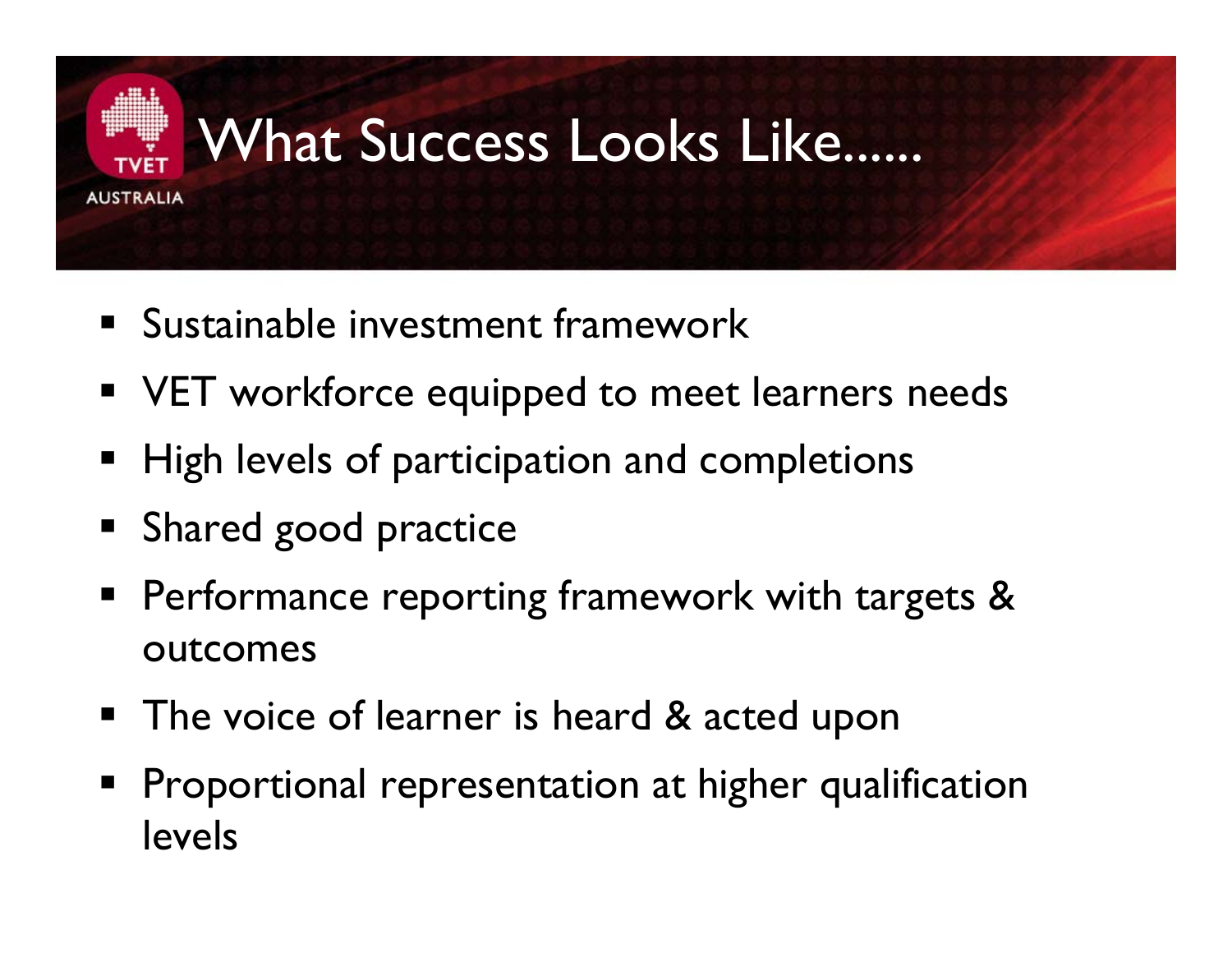# What Success Looks Like......

- Sustainable investment framework
- VET workforce equipped to meet learners needs
- High levels of participation and completions
- Shared good practice
- Performance reporting framework with targets & outcomes
- The voice of learner is heard & acted upon
- Proportional representation at higher qualification levels